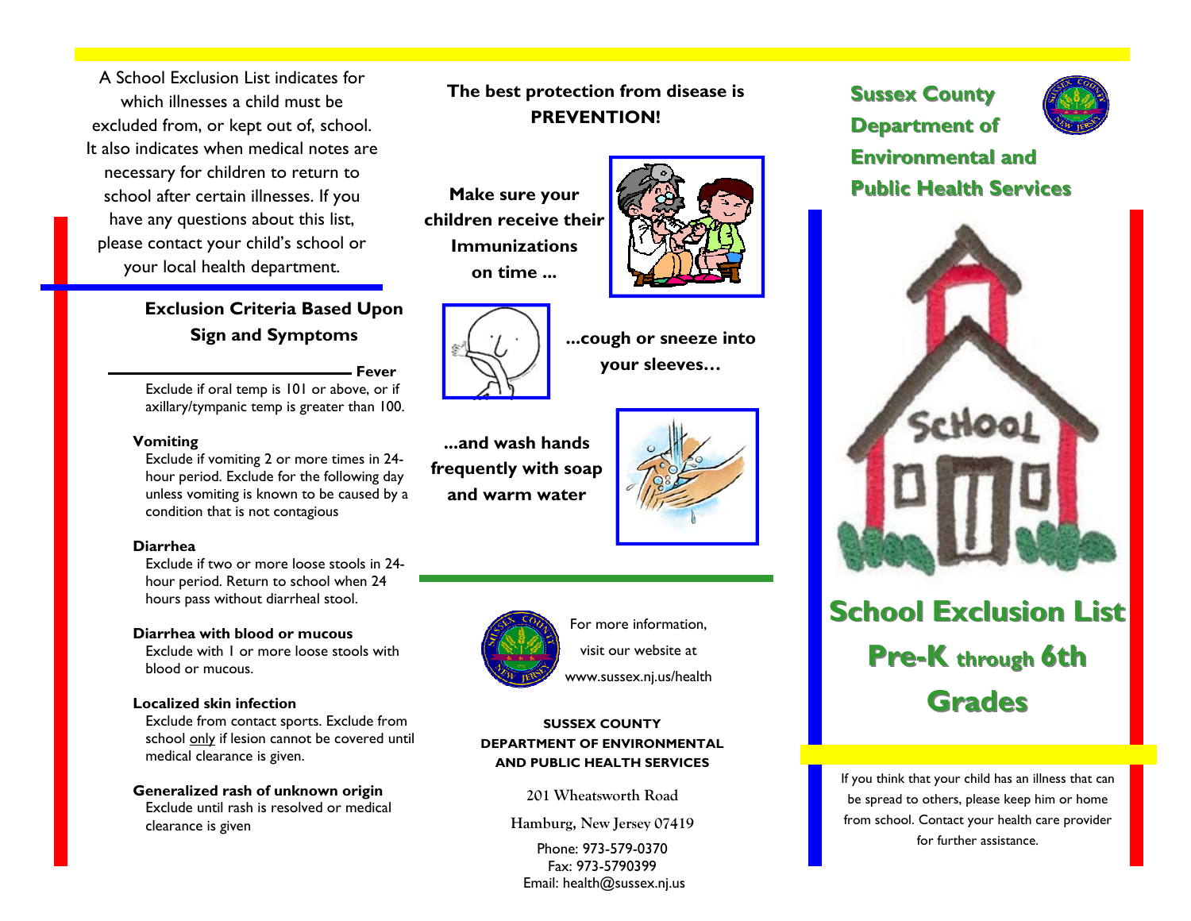A School Exclusion List indicates for which illnesses a child must be excluded from, or kept out of, school. It also indicates when medical notes are necessary for children to return to school after certain illnesses. If you have any questions about this list, please contact your child's school or your local health department.

## Exclusion Criteria Based Upon Sign and Symptoms

**Fever**
Exclude if oral temp is 101 or above, or if axillary/tympanic temp is greater than 100.

**Vomiting**
Exclude if vomiting 2 or more times in 24-hour period. Exclude for the following day unless vomiting is known to be caused by a condition that is not contagious

**Diarrhea**
Exclude if two or more loose stools in 24-hour period. Return to school when 24 hours pass without diarrheal stool.

**Diarrhea with blood or mucous**
Exclude with 1 or more loose stools with blood or mucous.

**Localized skin infection**
Exclude from contact sports. Exclude from school only if lesion cannot be covered until medical clearance is given.

**Generalized rash of unknown origin**
Exclude until rash is resolved or medical clearance is given

**The best protection from disease is PREVENTION!**

**Make sure your children receive their Immunizations on time ...**

**...cough or sneeze into your sleeves…**

**...and wash hands frequently with soap and warm water**

For more information, visit our website at www.sussex.nj.us/health

**SUSSEX COUNTY DEPARTMENT OF ENVIRONMENTAL AND PUBLIC HEALTH SERVICES**

201 Wheatsworth Road
Hamburg, New Jersey 07419
Phone: 973-579-0370
Fax: 973-5790399
Email: health@sussex.nj.us

# Sussex County Department of Environmental and Public Health Services

# School Exclusion List Pre-K through 6th Grades

If you think that your child has an illness that can be spread to others, please keep him or home from school. Contact your health care provider for further assistance.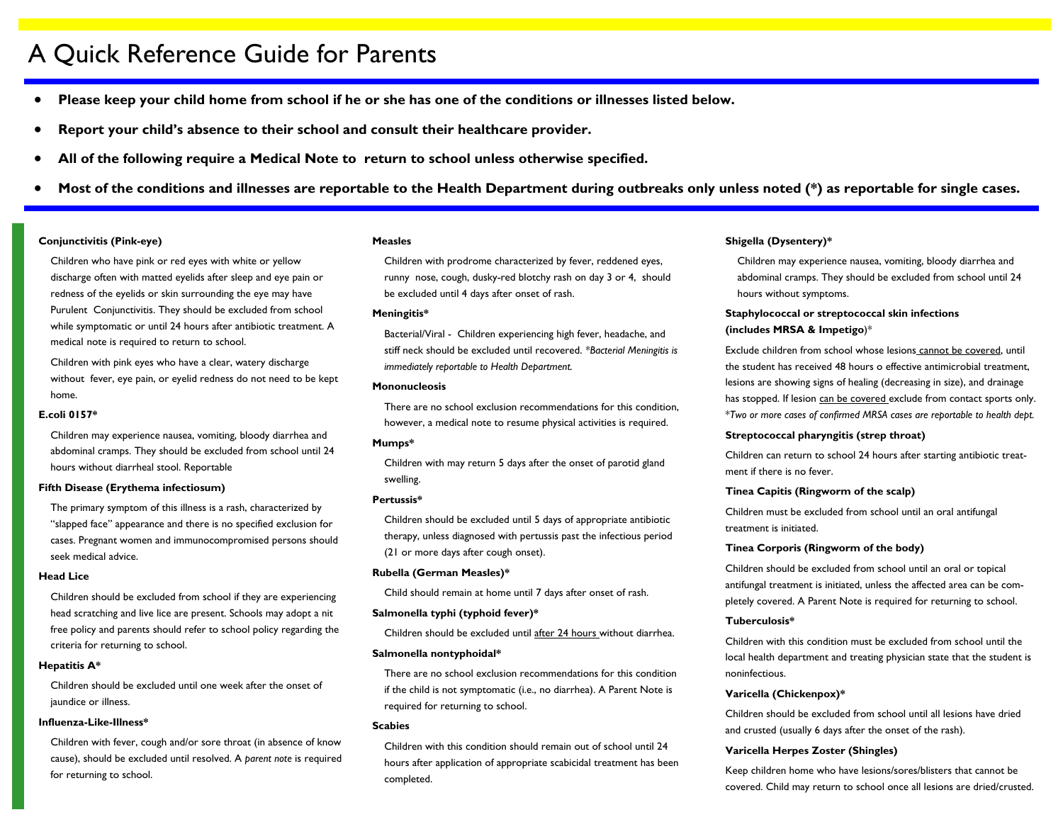# A Quick Reference Guide for Parents

- **Please keep your child home from school if he or she has one of the conditions or illnesses listed below.**
- **Report your child's absence to their school and consult their healthcare provider.**
- **All of the following require a Medical Note to return to school unless otherwise specified.**
- **Most of the conditions and illnesses are reportable to the Health Department during outbreaks only unless noted (*) as reportable for single cases.**

**Conjunctivitis (Pink-eye)**

Children who have pink or red eyes with white or yellow discharge often with matted eyelids after sleep and eye pain or redness of the eyelids or skin surrounding the eye may have Purulent Conjunctivitis. They should be excluded from school while symptomatic or until 24 hours after antibiotic treatment. A medical note is required to return to school.

Children with pink eyes who have a clear, watery discharge without fever, eye pain, or eyelid redness do not need to be kept home.

**E.coli 0157***

Children may experience nausea, vomiting, bloody diarrhea and abdominal cramps. They should be excluded from school until 24 hours without diarrheal stool. Reportable

**Fifth Disease (Erythema infectiosum)**

The primary symptom of this illness is a rash, characterized by "slapped face" appearance and there is no specified exclusion for cases. Pregnant women and immunocompromised persons should seek medical advice.

**Head Lice**

Children should be excluded from school if they are experiencing head scratching and live lice are present. Schools may adopt a nit free policy and parents should refer to school policy regarding the criteria for returning to school.

**Hepatitis A***

Children should be excluded until one week after the onset of jaundice or illness.

**Influenza-Like-Illness***

Children with fever, cough and/or sore throat (in absence of know cause), should be excluded until resolved. A *parent note* is required for returning to school.

**Measles**

Children with prodrome characterized by fever, reddened eyes, runny nose, cough, dusky-red blotchy rash on day 3 or 4, should be excluded until 4 days after onset of rash.

**Meningitis***

Bacterial/Viral - Children experiencing high fever, headache, and stiff neck should be excluded until recovered. *\*Bacterial Meningitis is immediately reportable to Health Department.*

**Mononucleosis**

There are no school exclusion recommendations for this condition, however, a medical note to resume physical activities is required.

**Mumps***

Children with may return 5 days after the onset of parotid gland swelling.

**Pertussis***

Children should be excluded until 5 days of appropriate antibiotic therapy, unless diagnosed with pertussis past the infectious period (21 or more days after cough onset).

**Rubella (German Measles)***

Child should remain at home until 7 days after onset of rash.

**Salmonella typhi (typhoid fever)***

Children should be excluded until after 24 hours without diarrhea.

**Salmonella nontyphoidal***

There are no school exclusion recommendations for this condition if the child is not symptomatic (i.e., no diarrhea). A Parent Note is required for returning to school.

**Scabies**

Children with this condition should remain out of school until 24 hours after application of appropriate scabicidal treatment has been completed.

**Shigella (Dysentery)***

Children may experience nausea, vomiting, bloody diarrhea and abdominal cramps. They should be excluded from school until 24 hours without symptoms.

**Staphylococcal or streptococcal skin infections (includes MRSA & Impetigo)***

Exclude children from school whose lesions cannot be covered, until the student has received 48 hours o effective antimicrobial treatment, lesions are showing signs of healing (decreasing in size), and drainage has stopped. If lesion can be covered exclude from contact sports only. *\*Two or more cases of confirmed MRSA cases are reportable to health dept.*

**Streptococcal pharyngitis (strep throat)**

Children can return to school 24 hours after starting antibiotic treatment if there is no fever.

**Tinea Capitis (Ringworm of the scalp)**

Children must be excluded from school until an oral antifungal treatment is initiated.

**Tinea Corporis (Ringworm of the body)**

Children should be excluded from school until an oral or topical antifungal treatment is initiated, unless the affected area can be completely covered. A Parent Note is required for returning to school.

**Tuberculosis***

Children with this condition must be excluded from school until the local health department and treating physician state that the student is noninfectious.

**Varicella (Chickenpox)***

Children should be excluded from school until all lesions have dried and crusted (usually 6 days after the onset of the rash).

**Varicella Herpes Zoster (Shingles)**

Keep children home who have lesions/sores/blisters that cannot be covered. Child may return to school once all lesions are dried/crusted.